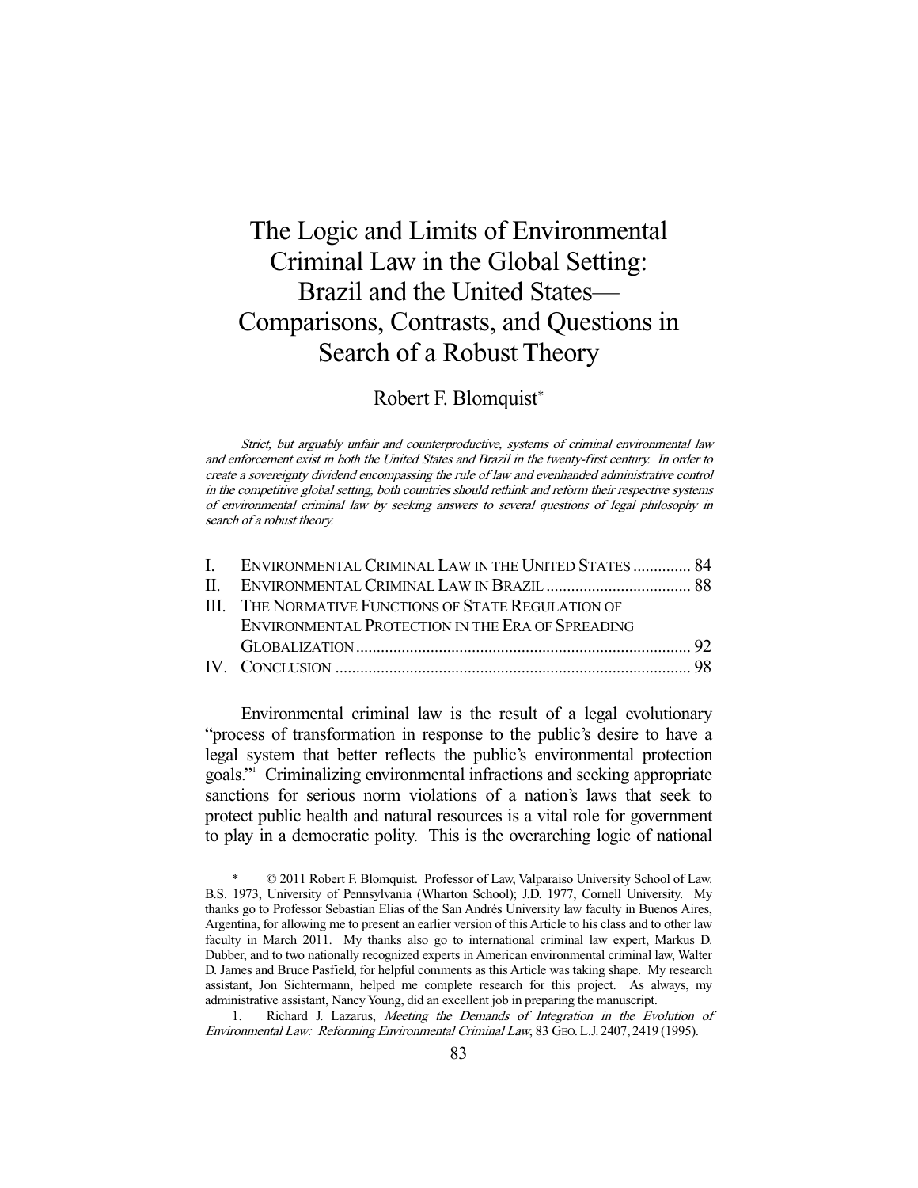# The Logic and Limits of Environmental Criminal Law in the Global Setting: Brazil and the United States—Comparisons, Contrasts, and Questions in Search of a Robust Theory

Robert F. Blomquist*

*Strict, but arguably unfair and counterproductive, systems of criminal environmental law and enforcement exist in both the United States and Brazil in the twenty-first century. In order to create a sovereignty dividend encompassing the rule of law and evenhanded administrative control in the competitive global setting, both countries should rethink and reform their respective systems of environmental criminal law by seeking answers to several questions of legal philosophy in search of a robust theory.*

| | | |
|---|---|---|
| I. | ENVIRONMENTAL CRIMINAL LAW IN THE UNITED STATES | 84 |
| II. | ENVIRONMENTAL CRIMINAL LAW IN BRAZIL | 88 |
| III. | THE NORMATIVE FUNCTIONS OF STATE REGULATION OF ENVIRONMENTAL PROTECTION IN THE ERA OF SPREADING GLOBALIZATION | 92 |
| IV. | CONCLUSION | 98 |

Environmental criminal law is the result of a legal evolutionary "process of transformation in response to the public's desire to have a legal system that better reflects the public's environmental protection goals."[1] Criminalizing environmental infractions and seeking appropriate sanctions for serious norm violations of a nation's laws that seek to protect public health and natural resources is a vital role for government to play in a democratic polity. This is the overarching logic of national

---

\* © 2011 Robert F. Blomquist. Professor of Law, Valparaiso University School of Law. B.S. 1973, University of Pennsylvania (Wharton School); J.D. 1977, Cornell University. My thanks go to Professor Sebastian Elias of the San Andrés University law faculty in Buenos Aires, Argentina, for allowing me to present an earlier version of this Article to his class and to other law faculty in March 2011. My thanks also go to international criminal law expert, Markus D. Dubber, and to two nationally recognized experts in American environmental criminal law, Walter D. James and Bruce Pasfield, for helpful comments as this Article was taking shape. My research assistant, Jon Sichtermann, helped me complete research for this project. As always, my administrative assistant, Nancy Young, did an excellent job in preparing the manuscript.

1. Richard J. Lazarus, *Meeting the Demands of Integration in the Evolution of Environmental Law: Reforming Environmental Criminal Law*, 83 GEO. L.J. 2407, 2419 (1995).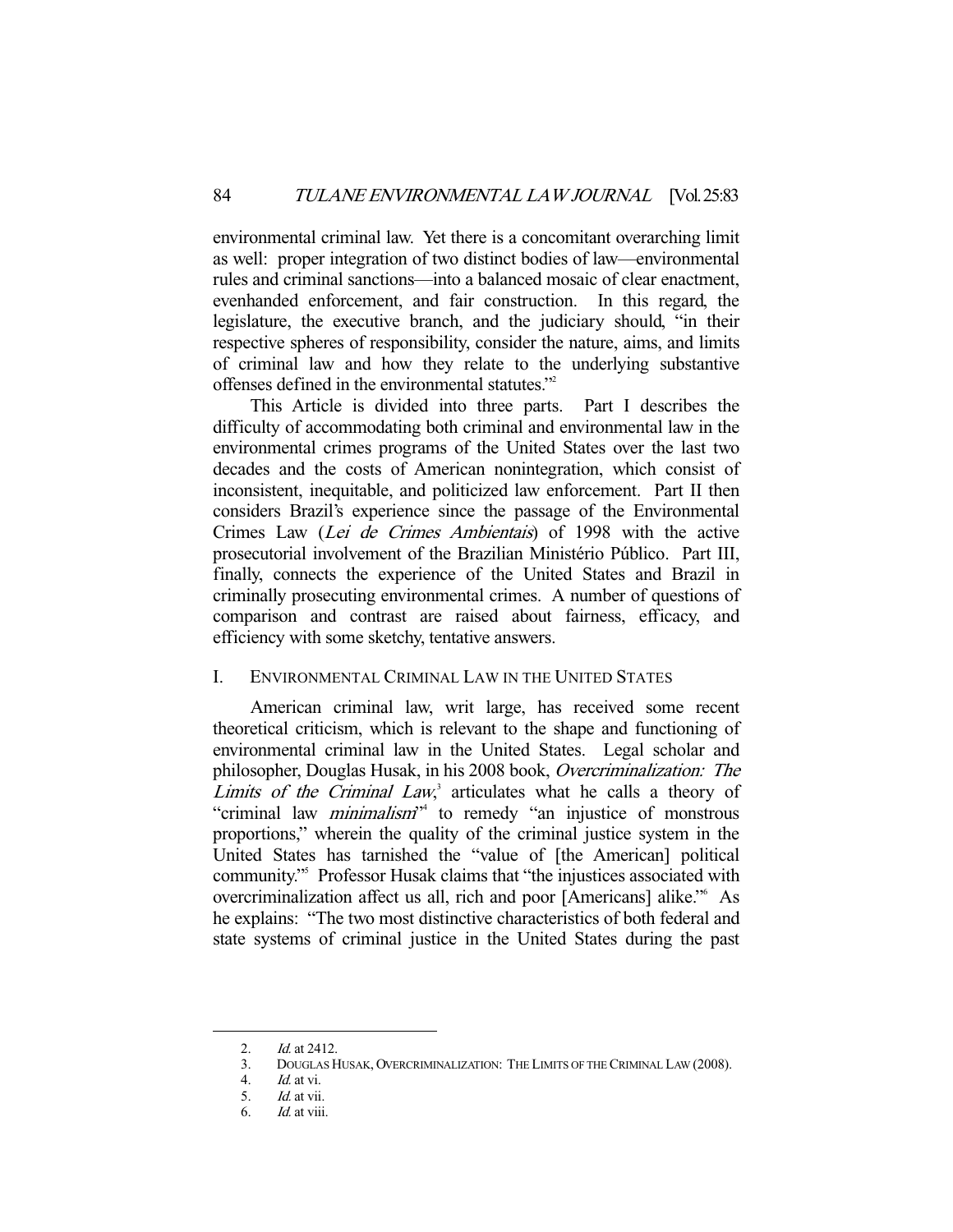environmental criminal law. Yet there is a concomitant overarching limit as well: proper integration of two distinct bodies of law—environmental rules and criminal sanctions—into a balanced mosaic of clear enactment, evenhanded enforcement, and fair construction. In this regard, the legislature, the executive branch, and the judiciary should, "in their respective spheres of responsibility, consider the nature, aims, and limits of criminal law and how they relate to the underlying substantive offenses defined in the environmental statutes."[2]

This Article is divided into three parts. Part I describes the difficulty of accommodating both criminal and environmental law in the environmental crimes programs of the United States over the last two decades and the costs of American nonintegration, which consist of inconsistent, inequitable, and politicized law enforcement. Part II then considers Brazil's experience since the passage of the Environmental Crimes Law (*Lei de Crimes Ambientais*) of 1998 with the active prosecutorial involvement of the Brazilian Ministério Público. Part III, finally, connects the experience of the United States and Brazil in criminally prosecuting environmental crimes. A number of questions of comparison and contrast are raised about fairness, efficacy, and efficiency with some sketchy, tentative answers.

## I. Environmental Criminal Law in the United States

American criminal law, writ large, has received some recent theoretical criticism, which is relevant to the shape and functioning of environmental criminal law in the United States. Legal scholar and philosopher, Douglas Husak, in his 2008 book, *Overcriminalization: The Limits of the Criminal Law*,[3] articulates what he calls a theory of "criminal law *minimalism*"[4] to remedy "an injustice of monstrous proportions," wherein the quality of the criminal justice system in the United States has tarnished the "value of [the American] political community."[5] Professor Husak claims that "the injustices associated with overcriminalization affect us all, rich and poor [Americans] alike."[6] As he explains: "The two most distinctive characteristics of both federal and state systems of criminal justice in the United States during the past

---

2. *Id.* at 2412.
3. Douglas Husak, Overcriminalization: The Limits of the Criminal Law (2008).
4. *Id.* at vi.
5. *Id.* at vii.
6. *Id.* at viii.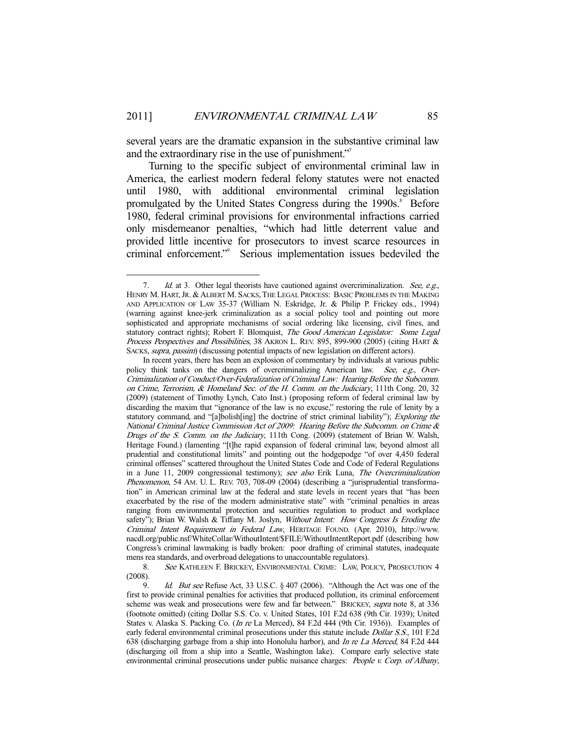several years are the dramatic expansion in the substantive criminal law and the extraordinary rise in the use of punishment."[7]

Turning to the specific subject of environmental criminal law in America, the earliest modern federal felony statutes were not enacted until 1980, with additional environmental criminal legislation promulgated by the United States Congress during the 1990s.[8] Before 1980, federal criminal provisions for environmental infractions carried only misdemeanor penalties, "which had little deterrent value and provided little incentive for prosecutors to invest scarce resources in criminal enforcement."[9] Serious implementation issues bedeviled the

---

7. *Id.* at 3. Other legal theorists have cautioned against overcriminalization. *See, e.g.*, HENRY M. HART, JR. & ALBERT M. SACKS, THE LEGAL PROCESS: BASIC PROBLEMS IN THE MAKING AND APPLICATION OF LAW 35-37 (William N. Eskridge, Jr. & Philip P. Frickey eds., 1994) (warning against knee-jerk criminalization as a social policy tool and pointing out more sophisticated and appropriate mechanisms of social ordering like licensing, civil fines, and statutory contract rights); Robert F. Blomquist, *The Good American Legislator: Some Legal Process Perspectives and Possibilities*, 38 AKRON L. REV. 895, 899-900 (2005) (citing HART & SACKS, *supra*, *passim*) (discussing potential impacts of new legislation on different actors).

In recent years, there has been an explosion of commentary by individuals at various public policy think tanks on the dangers of overcriminalizing American law. *See, e.g.*, *Over-Criminalization of Conduct/Over-Federalization of Criminal Law: Hearing Before the Subcomm. on Crime, Terrorism, & Homeland Sec. of the H. Comm. on the Judiciary*, 111th Cong. 20, 32 (2009) (statement of Timothy Lynch, Cato Inst.) (proposing reform of federal criminal law by discarding the maxim that "ignorance of the law is no excuse," restoring the rule of lenity by a statutory command, and "[a]bolish[ing] the doctrine of strict criminal liability"); *Exploring the National Criminal Justice Commission Act of 2009: Hearing Before the Subcomm. on Crime & Drugs of the S. Comm. on the Judiciary*, 111th Cong. (2009) (statement of Brian W. Walsh, Heritage Found.) (lamenting "[t]he rapid expansion of federal criminal law, beyond almost all prudential and constitutional limits" and pointing out the hodgepodge "of over 4,450 federal criminal offenses" scattered throughout the United States Code and Code of Federal Regulations in a June 11, 2009 congressional testimony); *see also* Erik Luna, *The Overcriminalization Phenomenon*, 54 AM. U. L. REV. 703, 708-09 (2004) (describing a "jurisprudential transformation" in American criminal law at the federal and state levels in recent years that "has been exacerbated by the rise of the modern administrative state" with "criminal penalties in areas ranging from environmental protection and securities regulation to product and workplace safety"); Brian W. Walsh & Tiffany M. Joslyn, *Without Intent: How Congress Is Eroding the Criminal Intent Requirement in Federal Law*, HERITAGE FOUND. (Apr. 2010), http://www.nacdl.org/public.nsf/WhiteCollar/WithoutIntent/$FILE/WithoutIntentReport.pdf (describing how Congress's criminal lawmaking is badly broken: poor drafting of criminal statutes, inadequate mens rea standards, and overbroad delegations to unaccountable regulators).

8. *See* KATHLEEN F. BRICKEY, ENVIRONMENTAL CRIME: LAW, POLICY, PROSECUTION 4 (2008).

9. *Id. But see* Refuse Act, 33 U.S.C. § 407 (2006). "Although the Act was one of the first to provide criminal penalties for activities that produced pollution, its criminal enforcement scheme was weak and prosecutions were few and far between." BRICKEY, *supra* note 8, at 336 (footnote omitted) (citing Dollar S.S. Co. v. United States, 101 F.2d 638 (9th Cir. 1939); United States v. Alaska S. Packing Co. (*In re* La Merced), 84 F.2d 444 (9th Cir. 1936)). Examples of early federal environmental criminal prosecutions under this statute include *Dollar S.S.*, 101 F.2d 638 (discharging garbage from a ship into Honolulu harbor), and *In re La Merced*, 84 F.2d 444 (discharging oil from a ship into a Seattle, Washington lake). Compare early selective state environmental criminal prosecutions under public nuisance charges: *People v. Corp. of Albany*,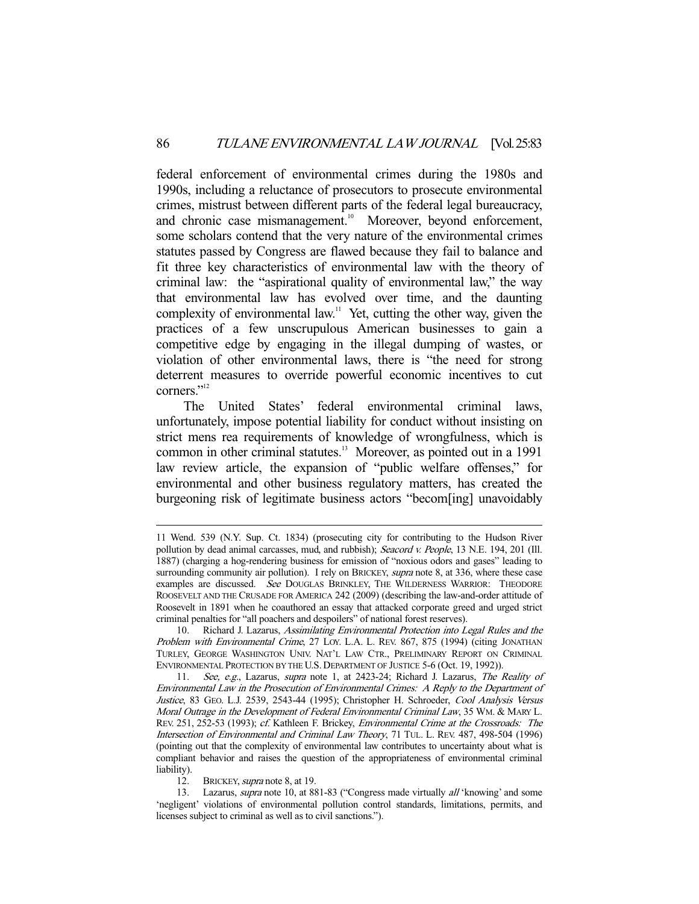federal enforcement of environmental crimes during the 1980s and 1990s, including a reluctance of prosecutors to prosecute environmental crimes, mistrust between different parts of the federal legal bureaucracy, and chronic case mismanagement.[10] Moreover, beyond enforcement, some scholars contend that the very nature of the environmental crimes statutes passed by Congress are flawed because they fail to balance and fit three key characteristics of environmental law with the theory of criminal law: the "aspirational quality of environmental law," the way that environmental law has evolved over time, and the daunting complexity of environmental law.[11] Yet, cutting the other way, given the practices of a few unscrupulous American businesses to gain a competitive edge by engaging in the illegal dumping of wastes, or violation of other environmental laws, there is "the need for strong deterrent measures to override powerful economic incentives to cut corners."[12]

The United States' federal environmental criminal laws, unfortunately, impose potential liability for conduct without insisting on strict mens rea requirements of knowledge of wrongfulness, which is common in other criminal statutes.[13] Moreover, as pointed out in a 1991 law review article, the expansion of "public welfare offenses," for environmental and other business regulatory matters, has created the burgeoning risk of legitimate business actors "becom[ing] unavoidably

---

11 Wend. 539 (N.Y. Sup. Ct. 1834) (prosecuting city for contributing to the Hudson River pollution by dead animal carcasses, mud, and rubbish); *Seacord v. People*, 13 N.E. 194, 201 (Ill. 1887) (charging a hog-rendering business for emission of "noxious odors and gases" leading to surrounding community air pollution). I rely on BRICKEY, *supra* note 8, at 336, where these case examples are discussed. *See* DOUGLAS BRINKLEY, THE WILDERNESS WARRIOR: THEODORE ROOSEVELT AND THE CRUSADE FOR AMERICA 242 (2009) (describing the law-and-order attitude of Roosevelt in 1891 when he coauthored an essay that attacked corporate greed and urged strict criminal penalties for "all poachers and despoilers" of national forest reserves).

10. Richard J. Lazarus, *Assimilating Environmental Protection into Legal Rules and the Problem with Environmental Crime*, 27 LOY. L.A. L. REV. 867, 875 (1994) (citing JONATHAN TURLEY, GEORGE WASHINGTON UNIV. NAT'L LAW CTR., PRELIMINARY REPORT ON CRIMINAL ENVIRONMENTAL PROTECTION BY THE U.S. DEPARTMENT OF JUSTICE 5-6 (Oct. 19, 1992)).

11. *See, e.g.*, Lazarus, *supra* note 1, at 2423-24; Richard J. Lazarus, *The Reality of Environmental Law in the Prosecution of Environmental Crimes: A Reply to the Department of Justice*, 83 GEO. L.J. 2539, 2543-44 (1995); Christopher H. Schroeder, *Cool Analysis Versus Moral Outrage in the Development of Federal Environmental Criminal Law*, 35 WM. & MARY L. REV. 251, 252-53 (1993); *cf.* Kathleen F. Brickey, *Environmental Crime at the Crossroads: The Intersection of Environmental and Criminal Law Theory*, 71 TUL. L. REV. 487, 498-504 (1996) (pointing out that the complexity of environmental law contributes to uncertainty about what is compliant behavior and raises the question of the appropriateness of environmental criminal liability).

12. BRICKEY, *supra* note 8, at 19.

13. Lazarus, *supra* note 10, at 881-83 ("Congress made virtually *all* 'knowing' and some 'negligent' violations of environmental pollution control standards, limitations, permits, and licenses subject to criminal as well as to civil sanctions.").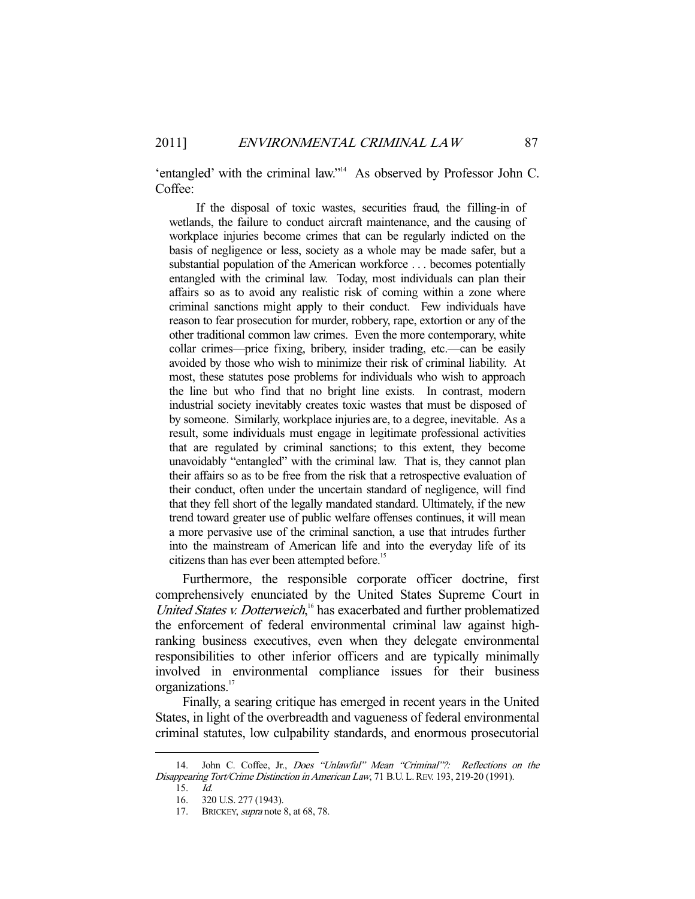'entangled' with the criminal law."[14] As observed by Professor John C. Coffee:

> If the disposal of toxic wastes, securities fraud, the filling-in of wetlands, the failure to conduct aircraft maintenance, and the causing of workplace injuries become crimes that can be regularly indicted on the basis of negligence or less, society as a whole may be made safer, but a substantial population of the American workforce . . . becomes potentially entangled with the criminal law. Today, most individuals can plan their affairs so as to avoid any realistic risk of coming within a zone where criminal sanctions might apply to their conduct. Few individuals have reason to fear prosecution for murder, robbery, rape, extortion or any of the other traditional common law crimes. Even the more contemporary, white collar crimes—price fixing, bribery, insider trading, etc.—can be easily avoided by those who wish to minimize their risk of criminal liability. At most, these statutes pose problems for individuals who wish to approach the line but who find that no bright line exists. In contrast, modern industrial society inevitably creates toxic wastes that must be disposed of by someone. Similarly, workplace injuries are, to a degree, inevitable. As a result, some individuals must engage in legitimate professional activities that are regulated by criminal sanctions; to this extent, they become unavoidably "entangled" with the criminal law. That is, they cannot plan their affairs so as to be free from the risk that a retrospective evaluation of their conduct, often under the uncertain standard of negligence, will find that they fell short of the legally mandated standard. Ultimately, if the new trend toward greater use of public welfare offenses continues, it will mean a more pervasive use of the criminal sanction, a use that intrudes further into the mainstream of American life and into the everyday life of its citizens than has ever been attempted before.[15]

Furthermore, the responsible corporate officer doctrine, first comprehensively enunciated by the United States Supreme Court in *United States v. Dotterweich*,[16] has exacerbated and further problematized the enforcement of federal environmental criminal law against high-ranking business executives, even when they delegate environmental responsibilities to other inferior officers and are typically minimally involved in environmental compliance issues for their business organizations.[17]

Finally, a searing critique has emerged in recent years in the United States, in light of the overbreadth and vagueness of federal environmental criminal statutes, low culpability standards, and enormous prosecutorial

---

14. John C. Coffee, Jr., *Does "Unlawful" Mean "Criminal"?: Reflections on the Disappearing Tort/Crime Distinction in American Law*, 71 B.U. L. REV. 193, 219-20 (1991).

15. *Id.*

16. 320 U.S. 277 (1943).

17. BRICKEY, *supra* note 8, at 68, 78.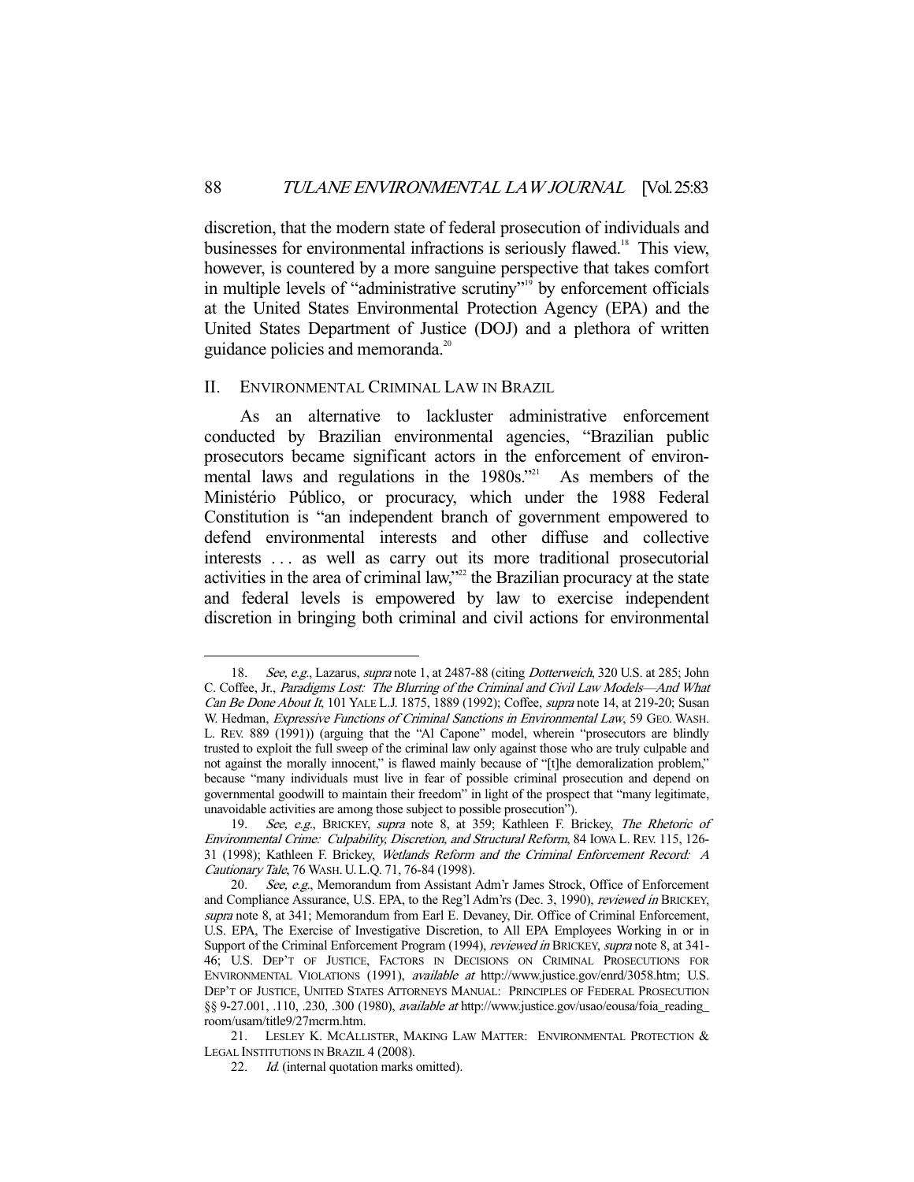discretion, that the modern state of federal prosecution of individuals and businesses for environmental infractions is seriously flawed.[18] This view, however, is countered by a more sanguine perspective that takes comfort in multiple levels of "administrative scrutiny"[19] by enforcement officials at the United States Environmental Protection Agency (EPA) and the United States Department of Justice (DOJ) and a plethora of written guidance policies and memoranda.[20]

## II. ENVIRONMENTAL CRIMINAL LAW IN BRAZIL

As an alternative to lackluster administrative enforcement conducted by Brazilian environmental agencies, "Brazilian public prosecutors became significant actors in the enforcement of environmental laws and regulations in the 1980s."[21] As members of the Ministério Público, or procuracy, which under the 1988 Federal Constitution is "an independent branch of government empowered to defend environmental interests and other diffuse and collective interests . . . as well as carry out its more traditional prosecutorial activities in the area of criminal law,"[22] the Brazilian procuracy at the state and federal levels is empowered by law to exercise independent discretion in bringing both criminal and civil actions for environmental

---

18. *See, e.g.*, Lazarus, *supra* note 1, at 2487-88 (citing *Dotterweich*, 320 U.S. at 285; John C. Coffee, Jr., *Paradigms Lost: The Blurring of the Criminal and Civil Law Models—And What Can Be Done About It*, 101 YALE L.J. 1875, 1889 (1992); Coffee, *supra* note 14, at 219-20; Susan W. Hedman, *Expressive Functions of Criminal Sanctions in Environmental Law*, 59 GEO. WASH. L. REV. 889 (1991)) (arguing that the "Al Capone" model, wherein "prosecutors are blindly trusted to exploit the full sweep of the criminal law only against those who are truly culpable and not against the morally innocent," is flawed mainly because of "[t]he demoralization problem," because "many individuals must live in fear of possible criminal prosecution and depend on governmental goodwill to maintain their freedom" in light of the prospect that "many legitimate, unavoidable activities are among those subject to possible prosecution").

19. *See, e.g.*, BRICKEY, *supra* note 8, at 359; Kathleen F. Brickey, *The Rhetoric of Environmental Crime: Culpability, Discretion, and Structural Reform*, 84 IOWA L. REV. 115, 126-31 (1998); Kathleen F. Brickey, *Wetlands Reform and the Criminal Enforcement Record: A Cautionary Tale*, 76 WASH. U. L.Q. 71, 76-84 (1998).

20. *See, e.g.*, Memorandum from Assistant Adm'r James Strock, Office of Enforcement and Compliance Assurance, U.S. EPA, to the Reg'l Adm'rs (Dec. 3, 1990), *reviewed in* BRICKEY, *supra* note 8, at 341; Memorandum from Earl E. Devaney, Dir. Office of Criminal Enforcement, U.S. EPA, The Exercise of Investigative Discretion, to All EPA Employees Working in or in Support of the Criminal Enforcement Program (1994), *reviewed in* BRICKEY, *supra* note 8, at 341-46; U.S. DEP'T OF JUSTICE, FACTORS IN DECISIONS ON CRIMINAL PROSECUTIONS FOR ENVIRONMENTAL VIOLATIONS (1991), *available at* http://www.justice.gov/enrd/3058.htm; U.S. DEP'T OF JUSTICE, UNITED STATES ATTORNEYS MANUAL: PRINCIPLES OF FEDERAL PROSECUTION §§ 9-27.001, .110, .230, .300 (1980), *available at* http://www.justice.gov/usao/eousa/foia_reading_room/usam/title9/27mcrm.htm.

21. LESLEY K. MCALLISTER, MAKING LAW MATTER: ENVIRONMENTAL PROTECTION & LEGAL INSTITUTIONS IN BRAZIL 4 (2008).

22. *Id.* (internal quotation marks omitted).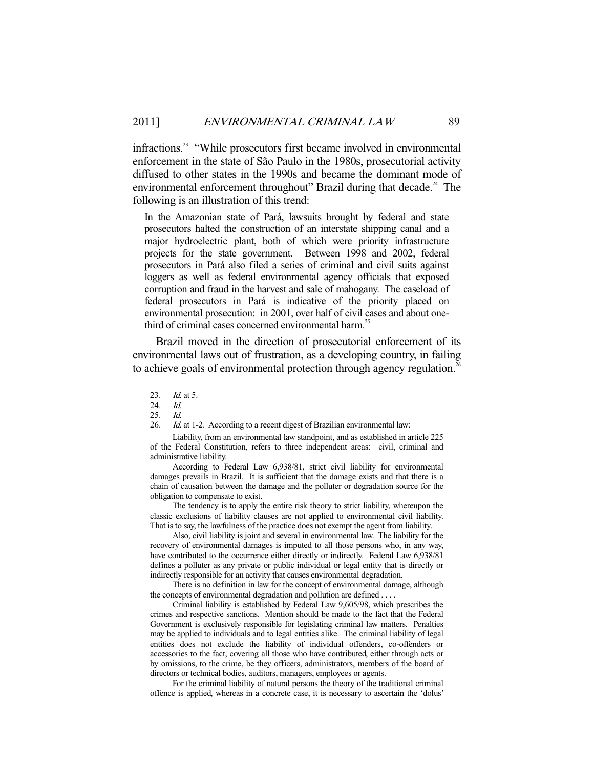infractions.[23] "While prosecutors first became involved in environmental enforcement in the state of São Paulo in the 1980s, prosecutorial activity diffused to other states in the 1990s and became the dominant mode of environmental enforcement throughout" Brazil during that decade.[24] The following is an illustration of this trend:

> In the Amazonian state of Pará, lawsuits brought by federal and state prosecutors halted the construction of an interstate shipping canal and a major hydroelectric plant, both of which were priority infrastructure projects for the state government. Between 1998 and 2002, federal prosecutors in Pará also filed a series of criminal and civil suits against loggers as well as federal environmental agency officials that exposed corruption and fraud in the harvest and sale of mahogany. The caseload of federal prosecutors in Pará is indicative of the priority placed on environmental prosecution: in 2001, over half of civil cases and about one-third of criminal cases concerned environmental harm.[25]

Brazil moved in the direction of prosecutorial enforcement of its environmental laws out of frustration, as a developing country, in failing to achieve goals of environmental protection through agency regulation.[26]

---

23. *Id.* at 5.

24. *Id.*

25. *Id.*

26. *Id.* at 1-2. According to a recent digest of Brazilian environmental law:

> Liability, from an environmental law standpoint, and as established in article 225 of the Federal Constitution, refers to three independent areas: civil, criminal and administrative liability.
>
> According to Federal Law 6,938/81, strict civil liability for environmental damages prevails in Brazil. It is sufficient that the damage exists and that there is a chain of causation between the damage and the polluter or degradation source for the obligation to compensate to exist.
>
> The tendency is to apply the entire risk theory to strict liability, whereupon the classic exclusions of liability clauses are not applied to environmental civil liability. That is to say, the lawfulness of the practice does not exempt the agent from liability.
>
> Also, civil liability is joint and several in environmental law. The liability for the recovery of environmental damages is imputed to all those persons who, in any way, have contributed to the occurrence either directly or indirectly. Federal Law 6,938/81 defines a polluter as any private or public individual or legal entity that is directly or indirectly responsible for an activity that causes environmental degradation.
>
> There is no definition in law for the concept of environmental damage, although the concepts of environmental degradation and pollution are defined . . . .
>
> Criminal liability is established by Federal Law 9,605/98, which prescribes the crimes and respective sanctions. Mention should be made to the fact that the Federal Government is exclusively responsible for legislating criminal law matters. Penalties may be applied to individuals and to legal entities alike. The criminal liability of legal entities does not exclude the liability of individual offenders, co-offenders or accessories to the fact, covering all those who have contributed, either through acts or by omissions, to the crime, be they officers, administrators, members of the board of directors or technical bodies, auditors, managers, employees or agents.
>
> For the criminal liability of natural persons the theory of the traditional criminal offence is applied, whereas in a concrete case, it is necessary to ascertain the 'dolus'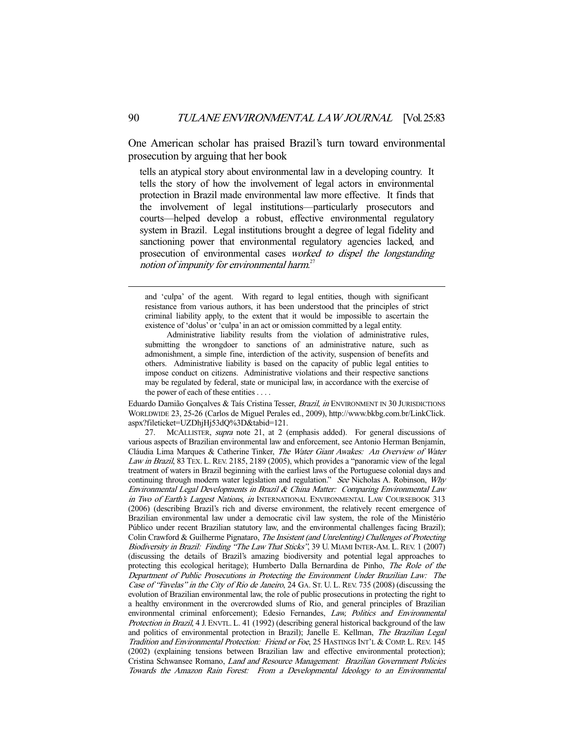One American scholar has praised Brazil's turn toward environmental prosecution by arguing that her book

> tells an atypical story about environmental law in a developing country. It tells the story of how the involvement of legal actors in environmental protection in Brazil made environmental law more effective. It finds that the involvement of legal institutions—particularly prosecutors and courts—helped develop a robust, effective environmental regulatory system in Brazil. Legal institutions brought a degree of legal fidelity and sanctioning power that environmental regulatory agencies lacked, and prosecution of environmental cases *worked to dispel the longstanding notion of impunity for environmental harm*.[27]

---

and 'culpa' of the agent. With regard to legal entities, though with significant resistance from various authors, it has been understood that the principles of strict criminal liability apply, to the extent that it would be impossible to ascertain the existence of 'dolus' or 'culpa' in an act or omission committed by a legal entity.

Administrative liability results from the violation of administrative rules, submitting the wrongdoer to sanctions of an administrative nature, such as admonishment, a simple fine, interdiction of the activity, suspension of benefits and others. Administrative liability is based on the capacity of public legal entities to impose conduct on citizens. Administrative violations and their respective sanctions may be regulated by federal, state or municipal law, in accordance with the exercise of the power of each of these entities . . . .

Eduardo Damião Gonçalves & Taís Cristina Tesser, *Brazil*, *in* ENVIRONMENT IN 30 JURISDICTIONS WORLDWIDE 23, 25-26 (Carlos de Miguel Perales ed., 2009), http://www.bkbg.com.br/LinkClick.aspx?fileticket=UZDhjHj53dQ%3D&tabid=121.

27. MCALLISTER, *supra* note 21, at 2 (emphasis added). For general discussions of various aspects of Brazilian environmental law and enforcement, see Antonio Herman Benjamín, Cláudia Lima Marques & Catherine Tinker, *The Water Giant Awakes: An Overview of Water Law in Brazil*, 83 TEX. L. REV. 2185, 2189 (2005), which provides a "panoramic view of the legal treatment of waters in Brazil beginning with the earliest laws of the Portuguese colonial days and continuing through modern water legislation and regulation." *See* Nicholas A. Robinson, *Why Environmental Legal Developments in Brazil & China Matter: Comparing Environmental Law in Two of Earth's Largest Nations*, *in* INTERNATIONAL ENVIRONMENTAL LAW COURSEBOOK 313 (2006) (describing Brazil's rich and diverse environment, the relatively recent emergence of Brazilian environmental law under a democratic civil law system, the role of the Ministério Público under recent Brazilian statutory law, and the environmental challenges facing Brazil); Colin Crawford & Guilherme Pignataro, *The Insistent (and Unrelenting) Challenges of Protecting Biodiversity in Brazil: Finding "The Law That Sticks"*, 39 U. MIAMI INTER-AM. L. REV. 1 (2007) (discussing the details of Brazil's amazing biodiversity and potential legal approaches to protecting this ecological heritage); Humberto Dalla Bernardina de Pinho, *The Role of the Department of Public Prosecutions in Protecting the Environment Under Brazilian Law: The Case of "Favelas" in the City of Rio de Janeiro*, 24 GA. ST. U. L. REV. 735 (2008) (discussing the evolution of Brazilian environmental law, the role of public prosecutions in protecting the right to a healthy environment in the overcrowded slums of Rio, and general principles of Brazilian environmental criminal enforcement); Edesio Fernandes, *Law, Politics and Environmental Protection in Brazil*, 4 J. ENVTL. L. 41 (1992) (describing general historical background of the law and politics of environmental protection in Brazil); Janelle E. Kellman, *The Brazilian Legal Tradition and Environmental Protection: Friend or Foe*, 25 HASTINGS INT'L & COMP. L. REV. 145 (2002) (explaining tensions between Brazilian law and effective environmental protection); Cristina Schwansee Romano, *Land and Resource Management: Brazilian Government Policies Towards the Amazon Rain Forest: From a Developmental Ideology to an Environmental*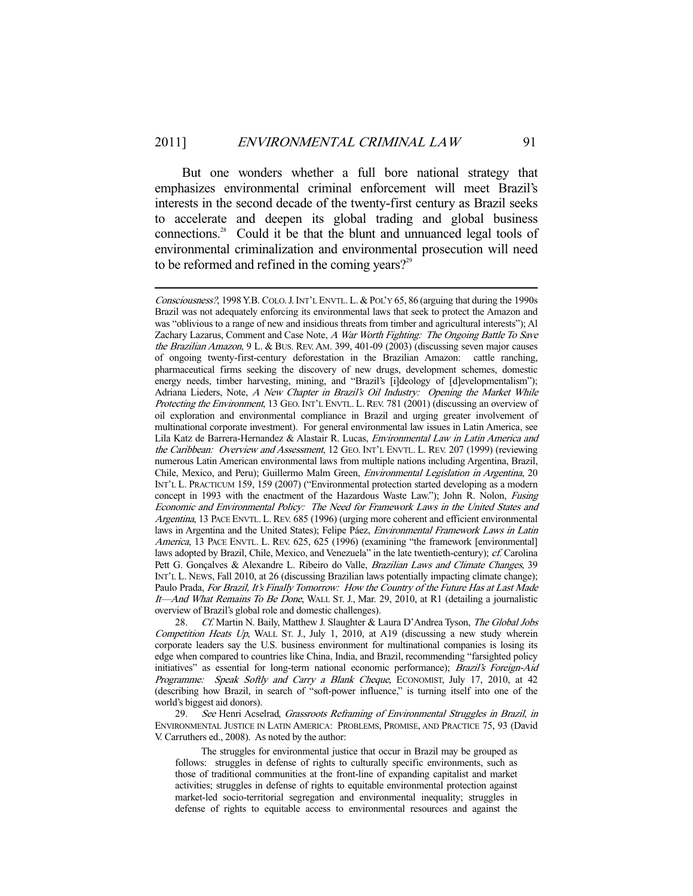But one wonders whether a full bore national strategy that emphasizes environmental criminal enforcement will meet Brazil's interests in the second decade of the twenty-first century as Brazil seeks to accelerate and deepen its global trading and global business connections.[28] Could it be that the blunt and unnuanced legal tools of environmental criminalization and environmental prosecution will need to be reformed and refined in the coming years?[29]

---

*Consciousness?*, 1998 Y.B. COLO. J. INT'L ENVTL. L. & POL'Y 65, 86 (arguing that during the 1990s Brazil was not adequately enforcing its environmental laws that seek to protect the Amazon and was "oblivious to a range of new and insidious threats from timber and agricultural interests"); Al Zachary Lazarus, Comment and Case Note, *A War Worth Fighting: The Ongoing Battle To Save the Brazilian Amazon*, 9 L. & BUS. REV. AM. 399, 401-09 (2003) (discussing seven major causes of ongoing twenty-first-century deforestation in the Brazilian Amazon: cattle ranching, pharmaceutical firms seeking the discovery of new drugs, development schemes, domestic energy needs, timber harvesting, mining, and "Brazil's [i]deology of [d]evelopmentalism"); Adriana Lieders, Note, *A New Chapter in Brazil's Oil Industry: Opening the Market While Protecting the Environment*, 13 GEO. INT'L ENVTL. L. REV. 781 (2001) (discussing an overview of oil exploration and environmental compliance in Brazil and urging greater involvement of multinational corporate investment). For general environmental law issues in Latin America, see Lila Katz de Barrera-Hernandez & Alastair R. Lucas, *Environmental Law in Latin America and the Caribbean: Overview and Assessment*, 12 GEO. INT'L ENVTL. L. REV. 207 (1999) (reviewing numerous Latin American environmental laws from multiple nations including Argentina, Brazil, Chile, Mexico, and Peru); Guillermo Malm Green, *Environmental Legislation in Argentina*, 20 INT'L L. PRACTICUM 159, 159 (2007) ("Environmental protection started developing as a modern concept in 1993 with the enactment of the Hazardous Waste Law."); John R. Nolon, *Fusing Economic and Environmental Policy: The Need for Framework Laws in the United States and Argentina*, 13 PACE ENVTL. L. REV. 685 (1996) (urging more coherent and efficient environmental laws in Argentina and the United States); Felipe Páez, *Environmental Framework Laws in Latin America*, 13 PACE ENVTL. L. REV. 625, 625 (1996) (examining "the framework [environmental] laws adopted by Brazil, Chile, Mexico, and Venezuela" in the late twentieth-century); *cf.* Carolina Pett G. Gonçalves & Alexandre L. Ribeiro do Valle, *Brazilian Laws and Climate Changes*, 39 INT'L L. NEWS, Fall 2010, at 26 (discussing Brazilian laws potentially impacting climate change); Paulo Prada, *For Brazil, It's Finally Tomorrow: How the Country of the Future Has at Last Made It—And What Remains To Be Done*, WALL ST. J., Mar. 29, 2010, at R1 (detailing a journalistic overview of Brazil's global role and domestic challenges).

28. *Cf.* Martin N. Baily, Matthew J. Slaughter & Laura D'Andrea Tyson, *The Global Jobs Competition Heats Up*, WALL ST. J., July 1, 2010, at A19 (discussing a new study wherein corporate leaders say the U.S. business environment for multinational companies is losing its edge when compared to countries like China, India, and Brazil, recommending "farsighted policy initiatives" as essential for long-term national economic performance); *Brazil's Foreign-Aid Programme: Speak Softly and Carry a Blank Cheque*, ECONOMIST, July 17, 2010, at 42 (describing how Brazil, in search of "soft-power influence," is turning itself into one of the world's biggest aid donors).

29. *See* Henri Acselrad, *Grassroots Reframing of Environmental Struggles in Brazil*, *in* ENVIRONMENTAL JUSTICE IN LATIN AMERICA: PROBLEMS, PROMISE, AND PRACTICE 75, 93 (David V. Carruthers ed., 2008). As noted by the author:

> The struggles for environmental justice that occur in Brazil may be grouped as follows: struggles in defense of rights to culturally specific environments, such as those of traditional communities at the front-line of expanding capitalist and market activities; struggles in defense of rights to equitable environmental protection against market-led socio-territorial segregation and environmental inequality; struggles in defense of rights to equitable access to environmental resources and against the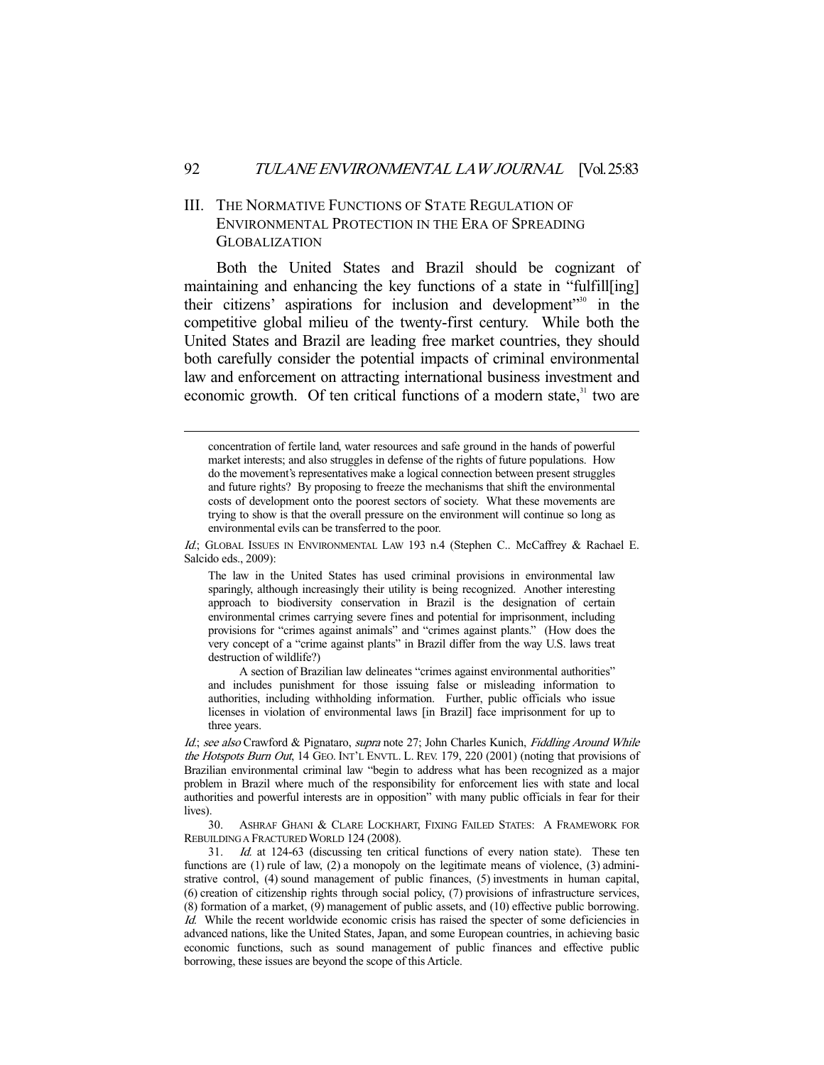## III. The Normative Functions of State Regulation of Environmental Protection in the Era of Spreading Globalization

Both the United States and Brazil should be cognizant of maintaining and enhancing the key functions of a state in "fulfill[ing] their citizens' aspirations for inclusion and development"[30] in the competitive global milieu of the twenty-first century. While both the United States and Brazil are leading free market countries, they should both carefully consider the potential impacts of criminal environmental law and enforcement on attracting international business investment and economic growth. Of ten critical functions of a modern state,[31] two are

---

> concentration of fertile land, water resources and safe ground in the hands of powerful market interests; and also struggles in defense of the rights of future populations. How do the movement's representatives make a logical connection between present struggles and future rights? By proposing to freeze the mechanisms that shift the environmental costs of development onto the poorest sectors of society. What these movements are trying to show is that the overall pressure on the environment will continue so long as environmental evils can be transferred to the poor.

*Id.*; GLOBAL ISSUES IN ENVIRONMENTAL LAW 193 n.4 (Stephen C.. McCaffrey & Rachael E. Salcido eds., 2009):

> The law in the United States has used criminal provisions in environmental law sparingly, although increasingly their utility is being recognized. Another interesting approach to biodiversity conservation in Brazil is the designation of certain environmental crimes carrying severe fines and potential for imprisonment, including provisions for "crimes against animals" and "crimes against plants." (How does the very concept of a "crime against plants" in Brazil differ from the way U.S. laws treat destruction of wildlife?)
>
> A section of Brazilian law delineates "crimes against environmental authorities" and includes punishment for those issuing false or misleading information to authorities, including withholding information. Further, public officials who issue licenses in violation of environmental laws [in Brazil] face imprisonment for up to three years.

*Id.*; *see also* Crawford & Pignataro, *supra* note 27; John Charles Kunich, *Fiddling Around While the Hotspots Burn Out*, 14 GEO. INT'L ENVTL. L. REV. 179, 220 (2001) (noting that provisions of Brazilian environmental criminal law "begin to address what has been recognized as a major problem in Brazil where much of the responsibility for enforcement lies with state and local authorities and powerful interests are in opposition" with many public officials in fear for their lives).

30. ASHRAF GHANI & CLARE LOCKHART, FIXING FAILED STATES: A FRAMEWORK FOR REBUILDING A FRACTURED WORLD 124 (2008).

31. *Id.* at 124-63 (discussing ten critical functions of every nation state). These ten functions are (1) rule of law, (2) a monopoly on the legitimate means of violence, (3) administrative control, (4) sound management of public finances, (5) investments in human capital, (6) creation of citizenship rights through social policy, (7) provisions of infrastructure services, (8) formation of a market, (9) management of public assets, and (10) effective public borrowing. *Id.* While the recent worldwide economic crisis has raised the specter of some deficiencies in advanced nations, like the United States, Japan, and some European countries, in achieving basic economic functions, such as sound management of public finances and effective public borrowing, these issues are beyond the scope of this Article.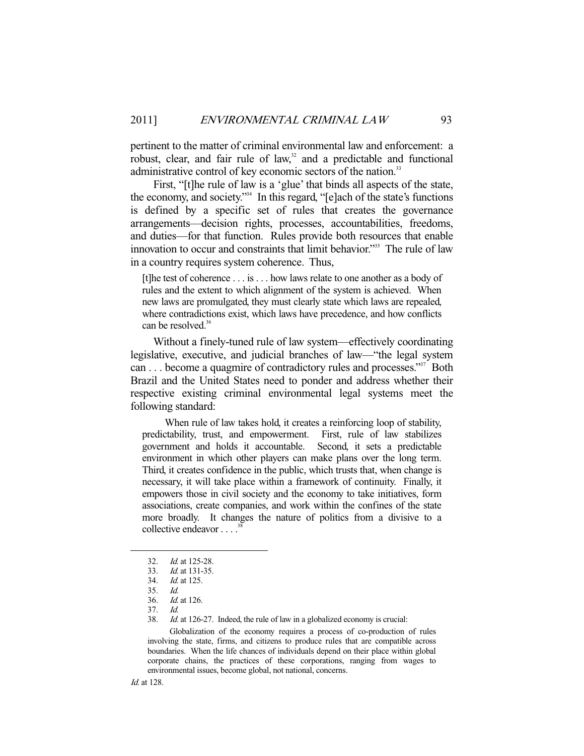pertinent to the matter of criminal environmental law and enforcement: a robust, clear, and fair rule of law,[32] and a predictable and functional administrative control of key economic sectors of the nation.[33]

First, "[t]he rule of law is a 'glue' that binds all aspects of the state, the economy, and society."[34] In this regard, "[e]ach of the state's functions is defined by a specific set of rules that creates the governance arrangements—decision rights, processes, accountabilities, freedoms, and duties—for that function. Rules provide both resources that enable innovation to occur and constraints that limit behavior."[35] The rule of law in a country requires system coherence. Thus,

> [t]he test of coherence . . . is . . . how laws relate to one another as a body of rules and the extent to which alignment of the system is achieved. When new laws are promulgated, they must clearly state which laws are repealed, where contradictions exist, which laws have precedence, and how conflicts can be resolved.[36]

Without a finely-tuned rule of law system—effectively coordinating legislative, executive, and judicial branches of law—"the legal system can . . . become a quagmire of contradictory rules and processes."[37] Both Brazil and the United States need to ponder and address whether their respective existing criminal environmental legal systems meet the following standard:

> When rule of law takes hold, it creates a reinforcing loop of stability, predictability, trust, and empowerment. First, rule of law stabilizes government and holds it accountable. Second, it sets a predictable environment in which other players can make plans over the long term. Third, it creates confidence in the public, which trusts that, when change is necessary, it will take place within a framework of continuity. Finally, it empowers those in civil society and the economy to take initiatives, form associations, create companies, and work within the confines of the state more broadly. It changes the nature of politics from a divisive to a collective endeavor . . . .[38]

---

32. *Id.* at 125-28.
33. *Id.* at 131-35.
34. *Id.* at 125.
35. *Id.*
36. *Id.* at 126.
37. *Id.*
38. *Id.* at 126-27. Indeed, the rule of law in a globalized economy is crucial:

> Globalization of the economy requires a process of co-production of rules involving the state, firms, and citizens to produce rules that are compatible across boundaries. When the life chances of individuals depend on their place within global corporate chains, the practices of these corporations, ranging from wages to environmental issues, become global, not national, concerns.

*Id.* at 128.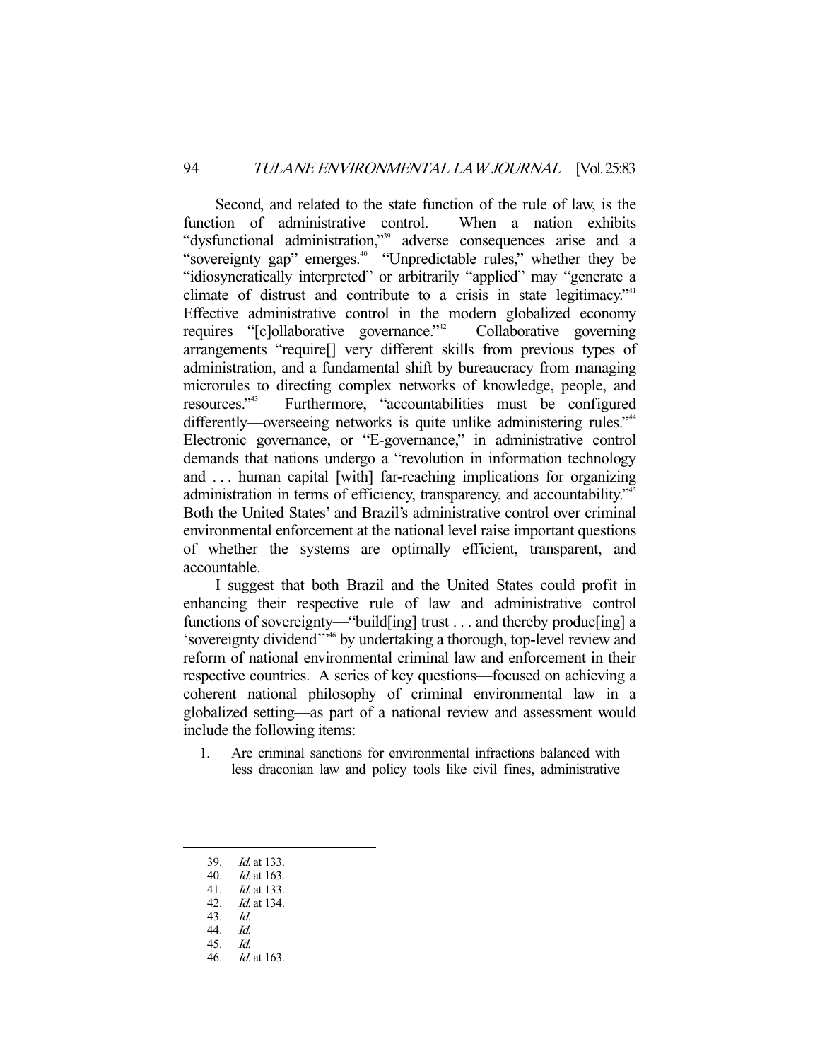Second, and related to the state function of the rule of law, is the function of administrative control. When a nation exhibits "dysfunctional administration,"[39] adverse consequences arise and a "sovereignty gap" emerges.[40] "Unpredictable rules," whether they be "idiosyncratically interpreted" or arbitrarily "applied" may "generate a climate of distrust and contribute to a crisis in state legitimacy."[41] Effective administrative control in the modern globalized economy requires "[c]ollaborative governance."[42] Collaborative governing arrangements "require[] very different skills from previous types of administration, and a fundamental shift by bureaucracy from managing microrules to directing complex networks of knowledge, people, and resources."[43] Furthermore, "accountabilities must be configured differently—overseeing networks is quite unlike administering rules."[44] Electronic governance, or "E-governance," in administrative control demands that nations undergo a "revolution in information technology and . . . human capital [with] far-reaching implications for organizing administration in terms of efficiency, transparency, and accountability."[45] Both the United States' and Brazil's administrative control over criminal environmental enforcement at the national level raise important questions of whether the systems are optimally efficient, transparent, and accountable.

I suggest that both Brazil and the United States could profit in enhancing their respective rule of law and administrative control functions of sovereignty—"build[ing] trust . . . and thereby produc[ing] a 'sovereignty dividend'"[46] by undertaking a thorough, top-level review and reform of national environmental criminal law and enforcement in their respective countries. A series of key questions—focused on achieving a coherent national philosophy of criminal environmental law in a globalized setting—as part of a national review and assessment would include the following items:

1. Are criminal sanctions for environmental infractions balanced with less draconian law and policy tools like civil fines, administrative

---

39. *Id.* at 133.
40. *Id.* at 163.
41. *Id.* at 133.
42. *Id.* at 134.
43. *Id.*
44. *Id.*
45. *Id.*
46. *Id.* at 163.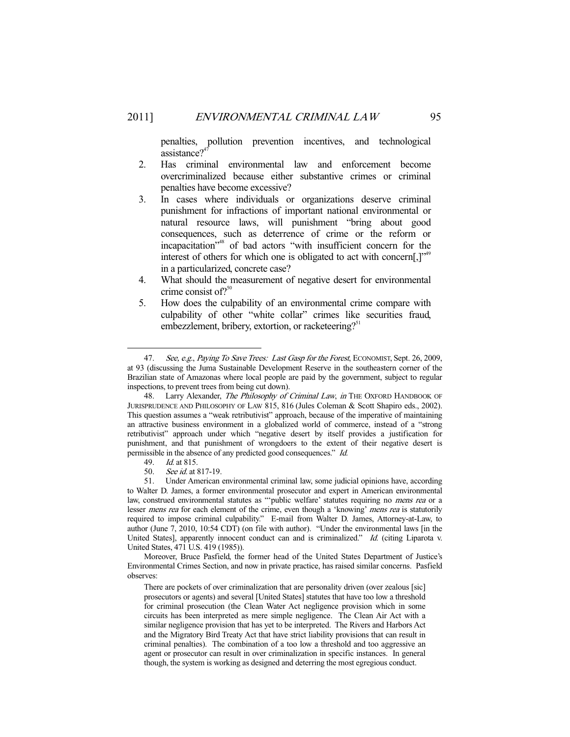penalties, pollution prevention incentives, and technological assistance?[47]

2. Has criminal environmental law and enforcement become overcriminalized because either substantive crimes or criminal penalties have become excessive?
3. In cases where individuals or organizations deserve criminal punishment for infractions of important national environmental or natural resource laws, will punishment "bring about good consequences, such as deterrence of crime or the reform or incapacitation"[48] of bad actors "with insufficient concern for the interest of others for which one is obligated to act with concern[,]"[49] in a particularized, concrete case?
4. What should the measurement of negative desert for environmental crime consist of?[50]
5. How does the culpability of an environmental crime compare with culpability of other "white collar" crimes like securities fraud, embezzlement, bribery, extortion, or racketeering?[51]

---

47. *See, e.g.*, *Paying To Save Trees: Last Gasp for the Forest*, ECONOMIST, Sept. 26, 2009, at 93 (discussing the Juma Sustainable Development Reserve in the southeastern corner of the Brazilian state of Amazonas where local people are paid by the government, subject to regular inspections, to prevent trees from being cut down).

48. Larry Alexander, *The Philosophy of Criminal Law*, *in* THE OXFORD HANDBOOK OF JURISPRUDENCE AND PHILOSOPHY OF LAW 815, 816 (Jules Coleman & Scott Shapiro eds., 2002). This question assumes a "weak retributivist" approach, because of the imperative of maintaining an attractive business environment in a globalized world of commerce, instead of a "strong retributivist" approach under which "negative desert by itself provides a justification for punishment, and that punishment of wrongdoers to the extent of their negative desert is permissible in the absence of any predicted good consequences." *Id.*

49. *Id.* at 815.

50. *See id.* at 817-19.

51. Under American environmental criminal law, some judicial opinions have, according to Walter D. James, a former environmental prosecutor and expert in American environmental law, construed environmental statutes as "'public welfare' statutes requiring no *mens rea* or a lesser *mens rea* for each element of the crime, even though a 'knowing' *mens rea* is statutorily required to impose criminal culpability." E-mail from Walter D. James, Attorney-at-Law, to author (June 7, 2010, 10:54 CDT) (on file with author). "Under the environmental laws [in the United States], apparently innocent conduct can and is criminalized." *Id.* (citing Liparota v. United States, 471 U.S. 419 (1985)).

Moreover, Bruce Pasfield, the former head of the United States Department of Justice's Environmental Crimes Section, and now in private practice, has raised similar concerns. Pasfield observes:

> There are pockets of over criminalization that are personality driven (over zealous [sic] prosecutors or agents) and several [United States] statutes that have too low a threshold for criminal prosecution (the Clean Water Act negligence provision which in some circuits has been interpreted as mere simple negligence. The Clean Air Act with a similar negligence provision that has yet to be interpreted. The Rivers and Harbors Act and the Migratory Bird Treaty Act that have strict liability provisions that can result in criminal penalties). The combination of a too low a threshold and too aggressive an agent or prosecutor can result in over criminalization in specific instances. In general though, the system is working as designed and deterring the most egregious conduct.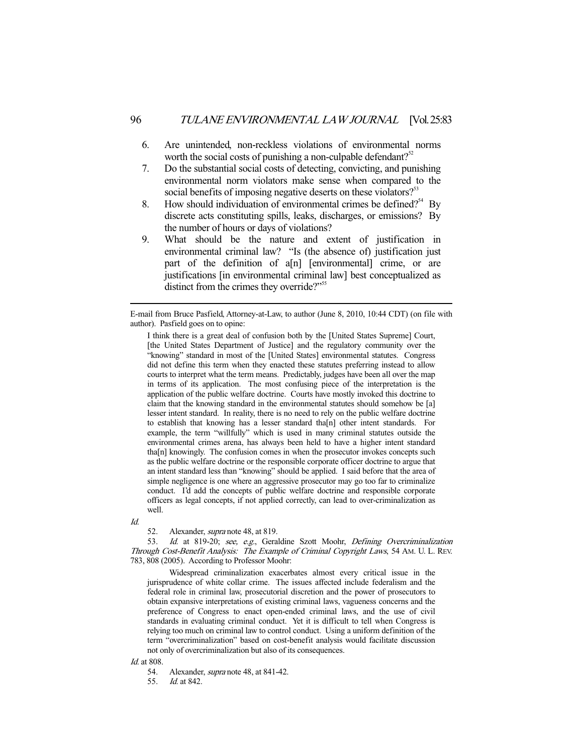6. Are unintended, non-reckless violations of environmental norms worth the social costs of punishing a non-culpable defendant?[52]
7. Do the substantial social costs of detecting, convicting, and punishing environmental norm violators make sense when compared to the social benefits of imposing negative deserts on these violators?[53]
8. How should individuation of environmental crimes be defined?[54] By discrete acts constituting spills, leaks, discharges, or emissions? By the number of hours or days of violations?
9. What should be the nature and extent of justification in environmental criminal law? "Is (the absence of) justification just part of the definition of a[n] [environmental] crime, or are justifications [in environmental criminal law] best conceptualized as distinct from the crimes they override?"[55]

---

E-mail from Bruce Pasfield, Attorney-at-Law, to author (June 8, 2010, 10:44 CDT) (on file with author). Pasfield goes on to opine:

> I think there is a great deal of confusion both by the [United States Supreme] Court, [the United States Department of Justice] and the regulatory community over the "knowing" standard in most of the [United States] environmental statutes. Congress did not define this term when they enacted these statutes preferring instead to allow courts to interpret what the term means. Predictably, judges have been all over the map in terms of its application. The most confusing piece of the interpretation is the application of the public welfare doctrine. Courts have mostly invoked this doctrine to claim that the knowing standard in the environmental statutes should somehow be [a] lesser intent standard. In reality, there is no need to rely on the public welfare doctrine to establish that knowing has a lesser standard tha[n] other intent standards. For example, the term "willfully" which is used in many criminal statutes outside the environmental crimes arena, has always been held to have a higher intent standard tha[n] knowingly. The confusion comes in when the prosecutor invokes concepts such as the public welfare doctrine or the responsible corporate officer doctrine to argue that an intent standard less than "knowing" should be applied. I said before that the area of simple negligence is one where an aggressive prosecutor may go too far to criminalize conduct. I'd add the concepts of public welfare doctrine and responsible corporate officers as legal concepts, if not applied correctly, can lead to over-criminalization as well.

*Id.*

52. Alexander, *supra* note 48, at 819.

53. *Id.* at 819-20; *see, e.g.*, Geraldine Szott Moohr, *Defining Overcriminalization Through Cost-Benefit Analysis: The Example of Criminal Copyright Laws*, 54 AM. U. L. REV. 783, 808 (2005). According to Professor Moohr:

> Widespread criminalization exacerbates almost every critical issue in the jurisprudence of white collar crime. The issues affected include federalism and the federal role in criminal law, prosecutorial discretion and the power of prosecutors to obtain expansive interpretations of existing criminal laws, vagueness concerns and the preference of Congress to enact open-ended criminal laws, and the use of civil standards in evaluating criminal conduct. Yet it is difficult to tell when Congress is relying too much on criminal law to control conduct. Using a uniform definition of the term "overcriminalization" based on cost-benefit analysis would facilitate discussion not only of overcriminalization but also of its consequences.

*Id.* at 808.

54. Alexander, *supra* note 48, at 841-42.

55. *Id.* at 842.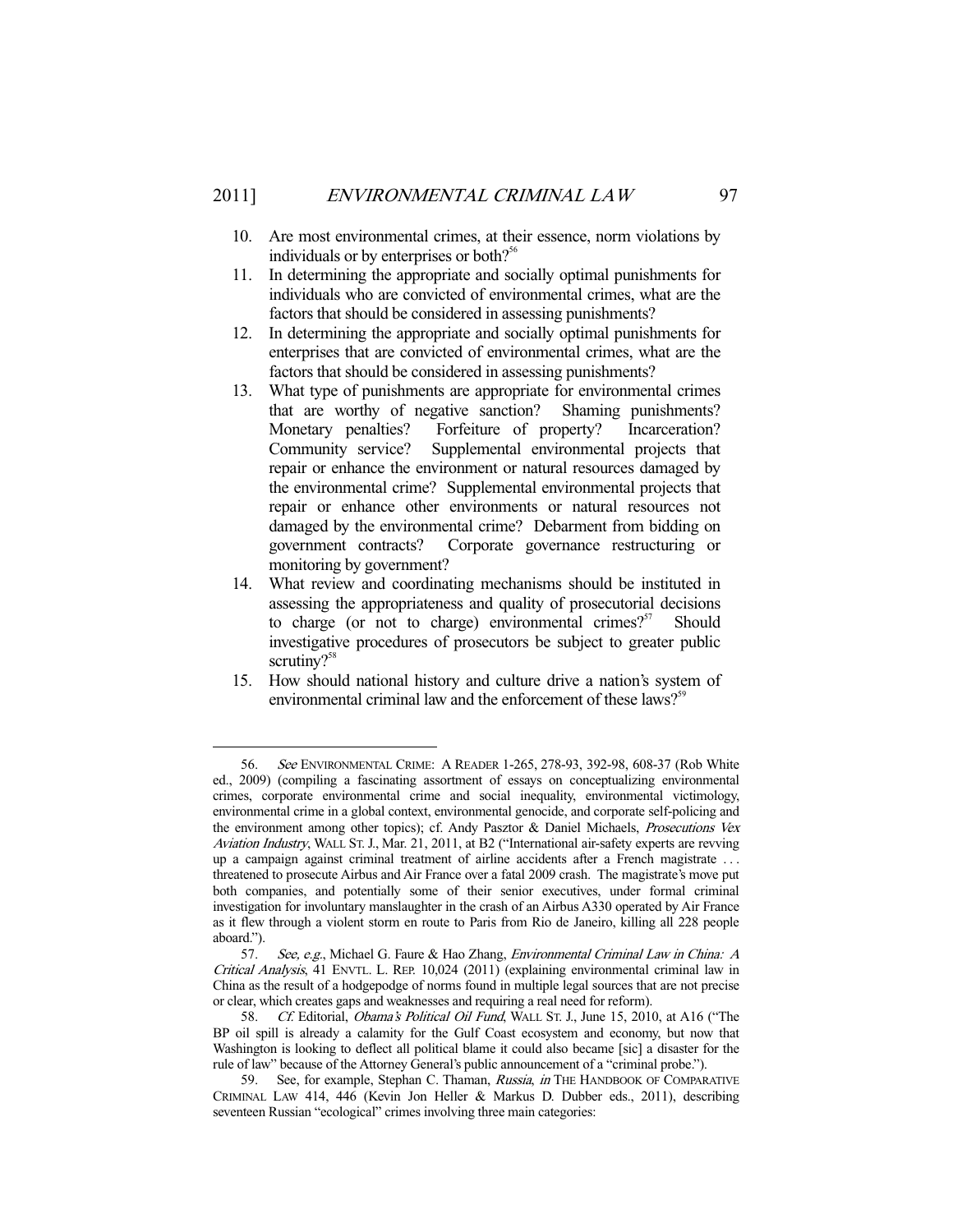10. Are most environmental crimes, at their essence, norm violations by individuals or by enterprises or both?[56]
11. In determining the appropriate and socially optimal punishments for individuals who are convicted of environmental crimes, what are the factors that should be considered in assessing punishments?
12. In determining the appropriate and socially optimal punishments for enterprises that are convicted of environmental crimes, what are the factors that should be considered in assessing punishments?
13. What type of punishments are appropriate for environmental crimes that are worthy of negative sanction? Shaming punishments? Monetary penalties? Forfeiture of property? Incarceration? Community service? Supplemental environmental projects that repair or enhance the environment or natural resources damaged by the environmental crime? Supplemental environmental projects that repair or enhance other environments or natural resources not damaged by the environmental crime? Debarment from bidding on government contracts? Corporate governance restructuring or monitoring by government?
14. What review and coordinating mechanisms should be instituted in assessing the appropriateness and quality of prosecutorial decisions to charge (or not to charge) environmental crimes?[57] Should investigative procedures of prosecutors be subject to greater public scrutiny?[58]
15. How should national history and culture drive a nation's system of environmental criminal law and the enforcement of these laws?[59]

---

56. *See* ENVIRONMENTAL CRIME: A READER 1-265, 278-93, 392-98, 608-37 (Rob White ed., 2009) (compiling a fascinating assortment of essays on conceptualizing environmental crimes, corporate environmental crime and social inequality, environmental victimology, environmental crime in a global context, environmental genocide, and corporate self-policing and the environment among other topics); cf. Andy Pasztor & Daniel Michaels, *Prosecutions Vex Aviation Industry*, WALL ST. J., Mar. 21, 2011, at B2 ("International air-safety experts are revving up a campaign against criminal treatment of airline accidents after a French magistrate . . . threatened to prosecute Airbus and Air France over a fatal 2009 crash. The magistrate's move put both companies, and potentially some of their senior executives, under formal criminal investigation for involuntary manslaughter in the crash of an Airbus A330 operated by Air France as it flew through a violent storm en route to Paris from Rio de Janeiro, killing all 228 people aboard.").

57. *See, e.g.*, Michael G. Faure & Hao Zhang, *Environmental Criminal Law in China: A Critical Analysis*, 41 ENVTL. L. REP. 10,024 (2011) (explaining environmental criminal law in China as the result of a hodgepodge of norms found in multiple legal sources that are not precise or clear, which creates gaps and weaknesses and requiring a real need for reform).

58. *Cf.* Editorial, *Obama's Political Oil Fund*, WALL ST. J., June 15, 2010, at A16 ("The BP oil spill is already a calamity for the Gulf Coast ecosystem and economy, but now that Washington is looking to deflect all political blame it could also became [sic] a disaster for the rule of law" because of the Attorney General's public announcement of a "criminal probe.").

59. See, for example, Stephan C. Thaman, *Russia*, *in* THE HANDBOOK OF COMPARATIVE CRIMINAL LAW 414, 446 (Kevin Jon Heller & Markus D. Dubber eds., 2011), describing seventeen Russian "ecological" crimes involving three main categories: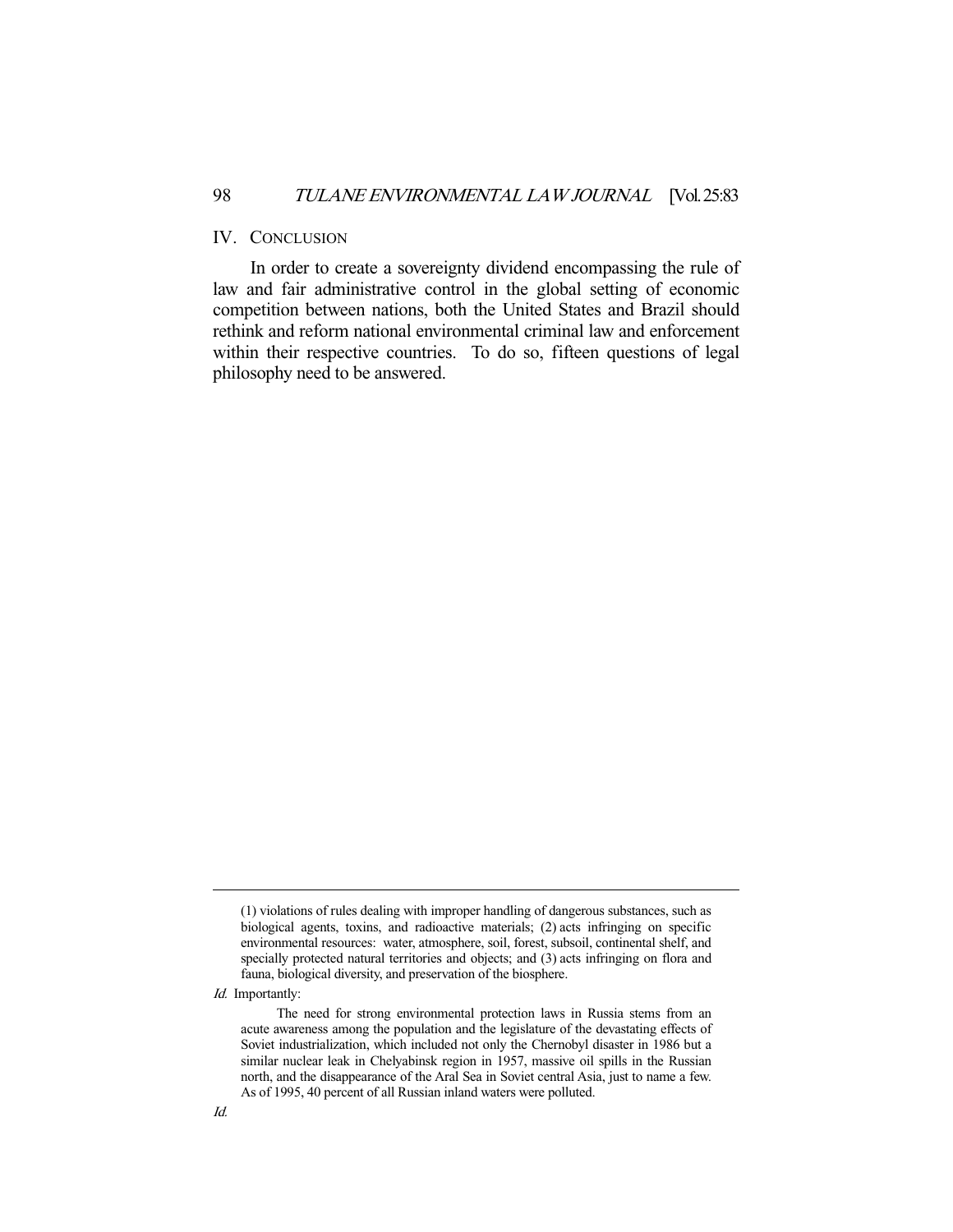## IV. CONCLUSION

In order to create a sovereignty dividend encompassing the rule of law and fair administrative control in the global setting of economic competition between nations, both the United States and Brazil should rethink and reform national environmental criminal law and enforcement within their respective countries. To do so, fifteen questions of legal philosophy need to be answered.

---

> (1) violations of rules dealing with improper handling of dangerous substances, such as biological agents, toxins, and radioactive materials; (2) acts infringing on specific environmental resources: water, atmosphere, soil, forest, subsoil, continental shelf, and specially protected natural territories and objects; and (3) acts infringing on flora and fauna, biological diversity, and preservation of the biosphere.

*Id.* Importantly:

> The need for strong environmental protection laws in Russia stems from an acute awareness among the population and the legislature of the devastating effects of Soviet industrialization, which included not only the Chernobyl disaster in 1986 but a similar nuclear leak in Chelyabinsk region in 1957, massive oil spills in the Russian north, and the disappearance of the Aral Sea in Soviet central Asia, just to name a few. As of 1995, 40 percent of all Russian inland waters were polluted.

*Id.*